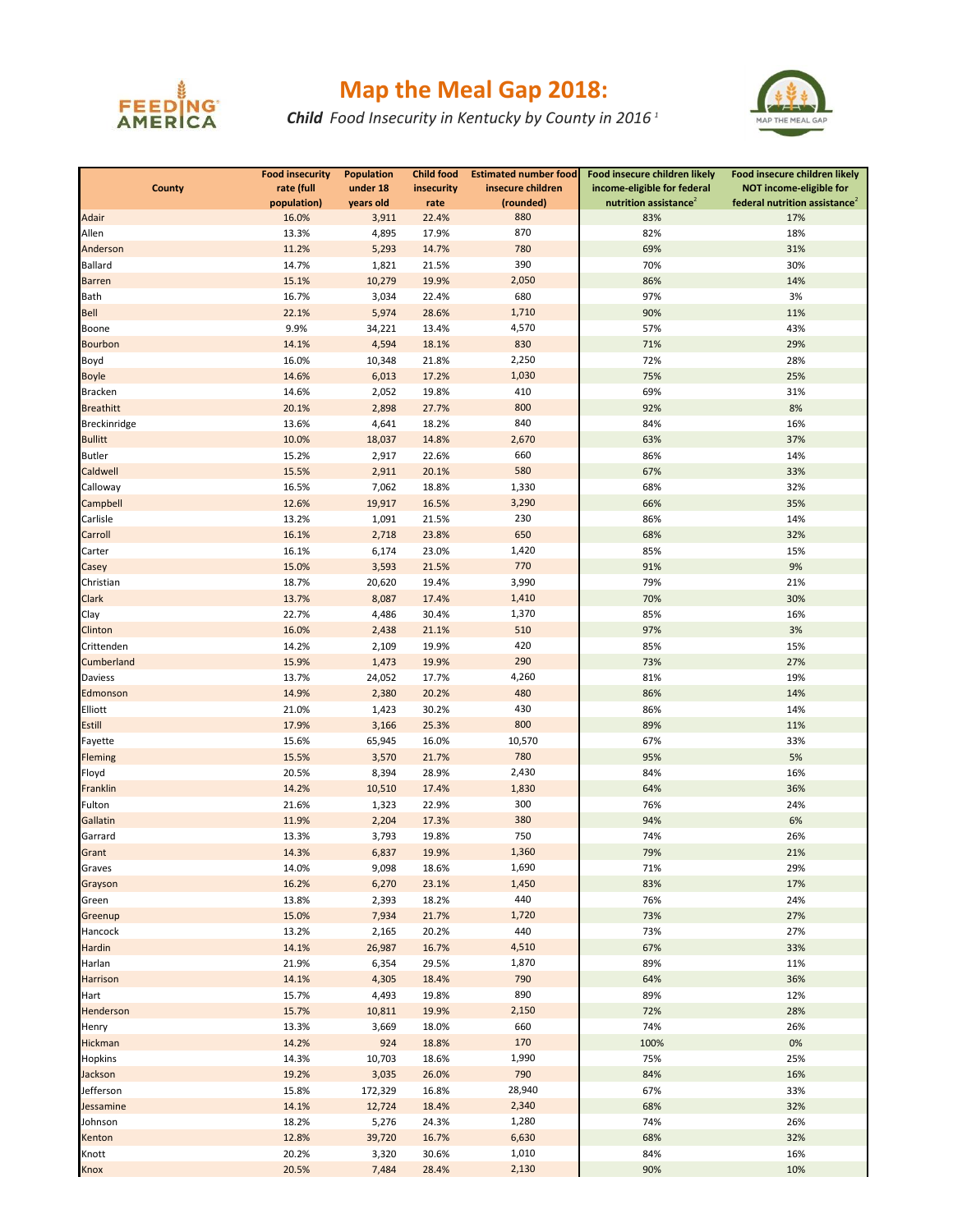# Map the Meal Gap 2018:

***Child*** *Food Insecurity in Kentucky by County in 2016* [1]

| County | Food insecurity rate (full population) | Population under 18 years old | Child food insecurity rate | Estimated number food insecure children (rounded) | Food insecure children likely income-eligible for federal nutrition assistance[2] | Food insecure children likely NOT income-eligible for federal nutrition assistance[2] |
|---|---|---|---|---|---|---|
| Adair | 16.0% | 3,911 | 22.4% | 880 | 83% | 17% |
| Allen | 13.3% | 4,895 | 17.9% | 870 | 82% | 18% |
| Anderson | 11.2% | 5,293 | 14.7% | 780 | 69% | 31% |
| Ballard | 14.7% | 1,821 | 21.5% | 390 | 70% | 30% |
| Barren | 15.1% | 10,279 | 19.9% | 2,050 | 86% | 14% |
| Bath | 16.7% | 3,034 | 22.4% | 680 | 97% | 3% |
| Bell | 22.1% | 5,974 | 28.6% | 1,710 | 90% | 11% |
| Boone | 9.9% | 34,221 | 13.4% | 4,570 | 57% | 43% |
| Bourbon | 14.1% | 4,594 | 18.1% | 830 | 71% | 29% |
| Boyd | 16.0% | 10,348 | 21.8% | 2,250 | 72% | 28% |
| Boyle | 14.6% | 6,013 | 17.2% | 1,030 | 75% | 25% |
| Bracken | 14.6% | 2,052 | 19.8% | 410 | 69% | 31% |
| Breathitt | 20.1% | 2,898 | 27.7% | 800 | 92% | 8% |
| Breckinridge | 13.6% | 4,641 | 18.2% | 840 | 84% | 16% |
| Bullitt | 10.0% | 18,037 | 14.8% | 2,670 | 63% | 37% |
| Butler | 15.2% | 2,917 | 22.6% | 660 | 86% | 14% |
| Caldwell | 15.5% | 2,911 | 20.1% | 580 | 67% | 33% |
| Calloway | 16.5% | 7,062 | 18.8% | 1,330 | 68% | 32% |
| Campbell | 12.6% | 19,917 | 16.5% | 3,290 | 66% | 35% |
| Carlisle | 13.2% | 1,091 | 21.5% | 230 | 86% | 14% |
| Carroll | 16.1% | 2,718 | 23.8% | 650 | 68% | 32% |
| Carter | 16.1% | 6,174 | 23.0% | 1,420 | 85% | 15% |
| Casey | 15.0% | 3,593 | 21.5% | 770 | 91% | 9% |
| Christian | 18.7% | 20,620 | 19.4% | 3,990 | 79% | 21% |
| Clark | 13.7% | 8,087 | 17.4% | 1,410 | 70% | 30% |
| Clay | 22.7% | 4,486 | 30.4% | 1,370 | 85% | 16% |
| Clinton | 16.0% | 2,438 | 21.1% | 510 | 97% | 3% |
| Crittenden | 14.2% | 2,109 | 19.9% | 420 | 85% | 15% |
| Cumberland | 15.9% | 1,473 | 19.9% | 290 | 73% | 27% |
| Daviess | 13.7% | 24,052 | 17.7% | 4,260 | 81% | 19% |
| Edmonson | 14.9% | 2,380 | 20.2% | 480 | 86% | 14% |
| Elliott | 21.0% | 1,423 | 30.2% | 430 | 86% | 14% |
| Estill | 17.9% | 3,166 | 25.3% | 800 | 89% | 11% |
| Fayette | 15.6% | 65,945 | 16.0% | 10,570 | 67% | 33% |
| Fleming | 15.5% | 3,570 | 21.7% | 780 | 95% | 5% |
| Floyd | 20.5% | 8,394 | 28.9% | 2,430 | 84% | 16% |
| Franklin | 14.2% | 10,510 | 17.4% | 1,830 | 64% | 36% |
| Fulton | 21.6% | 1,323 | 22.9% | 300 | 76% | 24% |
| Gallatin | 11.9% | 2,204 | 17.3% | 380 | 94% | 6% |
| Garrard | 13.3% | 3,793 | 19.8% | 750 | 74% | 26% |
| Grant | 14.3% | 6,837 | 19.9% | 1,360 | 79% | 21% |
| Graves | 14.0% | 9,098 | 18.6% | 1,690 | 71% | 29% |
| Grayson | 16.2% | 6,270 | 23.1% | 1,450 | 83% | 17% |
| Green | 13.8% | 2,393 | 18.2% | 440 | 76% | 24% |
| Greenup | 15.0% | 7,934 | 21.7% | 1,720 | 73% | 27% |
| Hancock | 13.2% | 2,165 | 20.2% | 440 | 73% | 27% |
| Hardin | 14.1% | 26,987 | 16.7% | 4,510 | 67% | 33% |
| Harlan | 21.9% | 6,354 | 29.5% | 1,870 | 89% | 11% |
| Harrison | 14.1% | 4,305 | 18.4% | 790 | 64% | 36% |
| Hart | 15.7% | 4,493 | 19.8% | 890 | 89% | 12% |
| Henderson | 15.7% | 10,811 | 19.9% | 2,150 | 72% | 28% |
| Henry | 13.3% | 3,669 | 18.0% | 660 | 74% | 26% |
| Hickman | 14.2% | 924 | 18.8% | 170 | 100% | 0% |
| Hopkins | 14.3% | 10,703 | 18.6% | 1,990 | 75% | 25% |
| Jackson | 19.2% | 3,035 | 26.0% | 790 | 84% | 16% |
| Jefferson | 15.8% | 172,329 | 16.8% | 28,940 | 67% | 33% |
| Jessamine | 14.1% | 12,724 | 18.4% | 2,340 | 68% | 32% |
| Johnson | 18.2% | 5,276 | 24.3% | 1,280 | 74% | 26% |
| Kenton | 12.8% | 39,720 | 16.7% | 6,630 | 68% | 32% |
| Knott | 20.2% | 3,320 | 30.6% | 1,010 | 84% | 16% |
| Knox | 20.5% | 7,484 | 28.4% | 2,130 | 90% | 10% |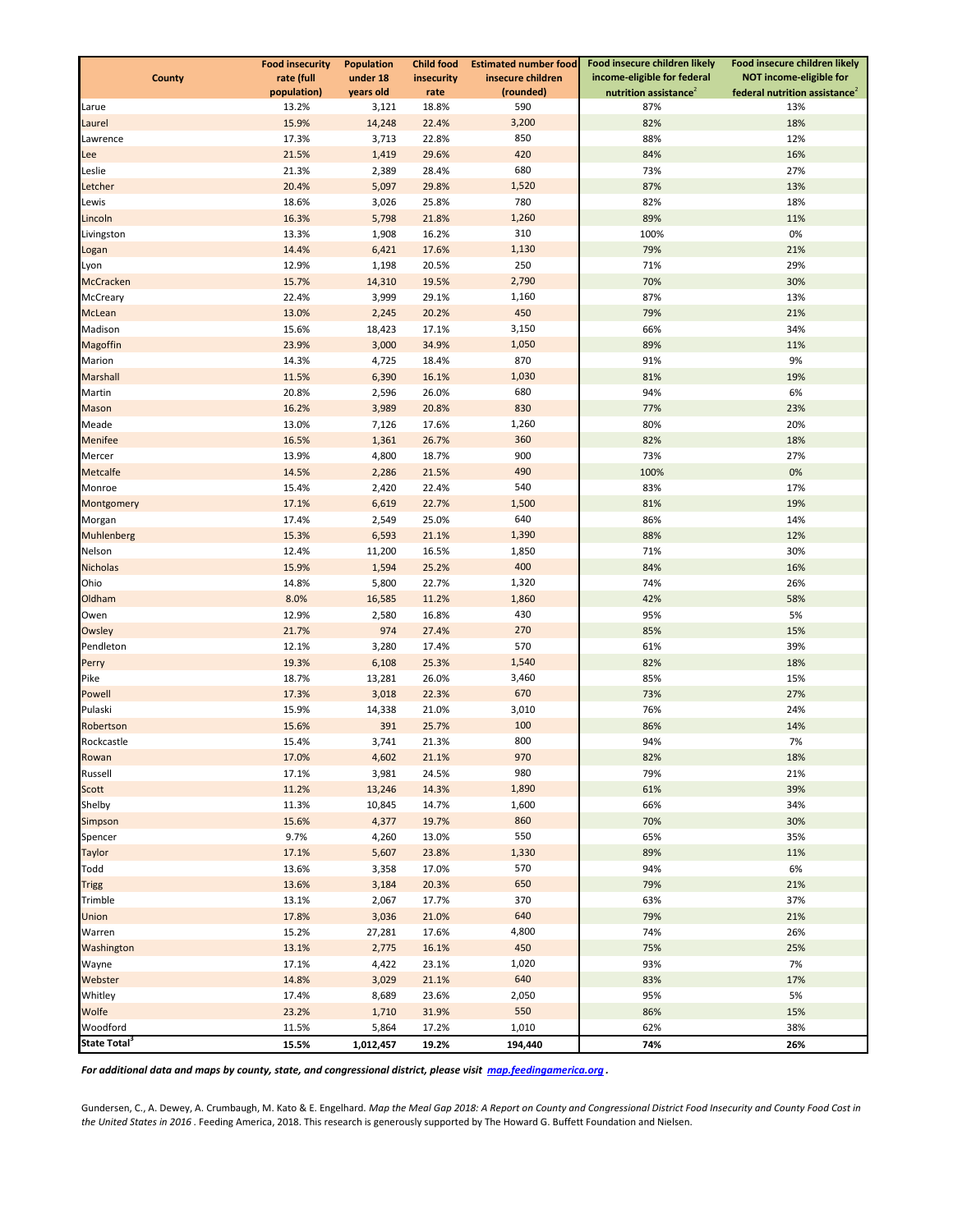| County | Food insecurity rate (full population) | Population under 18 years old | Child food insecurity rate | Estimated number food insecure children (rounded) | Food insecure children likely income-eligible for federal nutrition assistance[2] | Food insecure children likely NOT income-eligible for federal nutrition assistance[2] |
|---|---|---|---|---|---|---|
| Larue | 13.2% | 3,121 | 18.8% | 590 | 87% | 13% |
| Laurel | 15.9% | 14,248 | 22.4% | 3,200 | 82% | 18% |
| Lawrence | 17.3% | 3,713 | 22.8% | 850 | 88% | 12% |
| Lee | 21.5% | 1,419 | 29.6% | 420 | 84% | 16% |
| Leslie | 21.3% | 2,389 | 28.4% | 680 | 73% | 27% |
| Letcher | 20.4% | 5,097 | 29.8% | 1,520 | 87% | 13% |
| Lewis | 18.6% | 3,026 | 25.8% | 780 | 82% | 18% |
| Lincoln | 16.3% | 5,798 | 21.8% | 1,260 | 89% | 11% |
| Livingston | 13.3% | 1,908 | 16.2% | 310 | 100% | 0% |
| Logan | 14.4% | 6,421 | 17.6% | 1,130 | 79% | 21% |
| Lyon | 12.9% | 1,198 | 20.5% | 250 | 71% | 29% |
| McCracken | 15.7% | 14,310 | 19.5% | 2,790 | 70% | 30% |
| McCreary | 22.4% | 3,999 | 29.1% | 1,160 | 87% | 13% |
| McLean | 13.0% | 2,245 | 20.2% | 450 | 79% | 21% |
| Madison | 15.6% | 18,423 | 17.1% | 3,150 | 66% | 34% |
| Magoffin | 23.9% | 3,000 | 34.9% | 1,050 | 89% | 11% |
| Marion | 14.3% | 4,725 | 18.4% | 870 | 91% | 9% |
| Marshall | 11.5% | 6,390 | 16.1% | 1,030 | 81% | 19% |
| Martin | 20.8% | 2,596 | 26.0% | 680 | 94% | 6% |
| Mason | 16.2% | 3,989 | 20.8% | 830 | 77% | 23% |
| Meade | 13.0% | 7,126 | 17.6% | 1,260 | 80% | 20% |
| Menifee | 16.5% | 1,361 | 26.7% | 360 | 82% | 18% |
| Mercer | 13.9% | 4,800 | 18.7% | 900 | 73% | 27% |
| Metcalfe | 14.5% | 2,286 | 21.5% | 490 | 100% | 0% |
| Monroe | 15.4% | 2,420 | 22.4% | 540 | 83% | 17% |
| Montgomery | 17.1% | 6,619 | 22.7% | 1,500 | 81% | 19% |
| Morgan | 17.4% | 2,549 | 25.0% | 640 | 86% | 14% |
| Muhlenberg | 15.3% | 6,593 | 21.1% | 1,390 | 88% | 12% |
| Nelson | 12.4% | 11,200 | 16.5% | 1,850 | 71% | 30% |
| Nicholas | 15.9% | 1,594 | 25.2% | 400 | 84% | 16% |
| Ohio | 14.8% | 5,800 | 22.7% | 1,320 | 74% | 26% |
| Oldham | 8.0% | 16,585 | 11.2% | 1,860 | 42% | 58% |
| Owen | 12.9% | 2,580 | 16.8% | 430 | 95% | 5% |
| Owsley | 21.7% | 974 | 27.4% | 270 | 85% | 15% |
| Pendleton | 12.1% | 3,280 | 17.4% | 570 | 61% | 39% |
| Perry | 19.3% | 6,108 | 25.3% | 1,540 | 82% | 18% |
| Pike | 18.7% | 13,281 | 26.0% | 3,460 | 85% | 15% |
| Powell | 17.3% | 3,018 | 22.3% | 670 | 73% | 27% |
| Pulaski | 15.9% | 14,338 | 21.0% | 3,010 | 76% | 24% |
| Robertson | 15.6% | 391 | 25.7% | 100 | 86% | 14% |
| Rockcastle | 15.4% | 3,741 | 21.3% | 800 | 94% | 7% |
| Rowan | 17.0% | 4,602 | 21.1% | 970 | 82% | 18% |
| Russell | 17.1% | 3,981 | 24.5% | 980 | 79% | 21% |
| Scott | 11.2% | 13,246 | 14.3% | 1,890 | 61% | 39% |
| Shelby | 11.3% | 10,845 | 14.7% | 1,600 | 66% | 34% |
| Simpson | 15.6% | 4,377 | 19.7% | 860 | 70% | 30% |
| Spencer | 9.7% | 4,260 | 13.0% | 550 | 65% | 35% |
| Taylor | 17.1% | 5,607 | 23.8% | 1,330 | 89% | 11% |
| Todd | 13.6% | 3,358 | 17.0% | 570 | 94% | 6% |
| Trigg | 13.6% | 3,184 | 20.3% | 650 | 79% | 21% |
| Trimble | 13.1% | 2,067 | 17.7% | 370 | 63% | 37% |
| Union | 17.8% | 3,036 | 21.0% | 640 | 79% | 21% |
| Warren | 15.2% | 27,281 | 17.6% | 4,800 | 74% | 26% |
| Washington | 13.1% | 2,775 | 16.1% | 450 | 75% | 25% |
| Wayne | 17.1% | 4,422 | 23.1% | 1,020 | 93% | 7% |
| Webster | 14.8% | 3,029 | 21.1% | 640 | 83% | 17% |
| Whitley | 17.4% | 8,689 | 23.6% | 2,050 | 95% | 5% |
| Wolfe | 23.2% | 1,710 | 31.9% | 550 | 86% | 15% |
| Woodford | 11.5% | 5,864 | 17.2% | 1,010 | 62% | 38% |
| **State Total[3]** | **15.5%** | **1,012,457** | **19.2%** | **194,440** | **74%** | **26%** |

***For additional data and maps by county, state, and congressional district, please visit [map.feedingamerica.org](map.feedingamerica.org) .***

Gundersen, C., A. Dewey, A. Crumbaugh, M. Kato & E. Engelhard. *Map the Meal Gap 2018: A Report on County and Congressional District Food Insecurity and County Food Cost in the United States in 2016* . Feeding America, 2018. This research is generously supported by The Howard G. Buffett Foundation and Nielsen.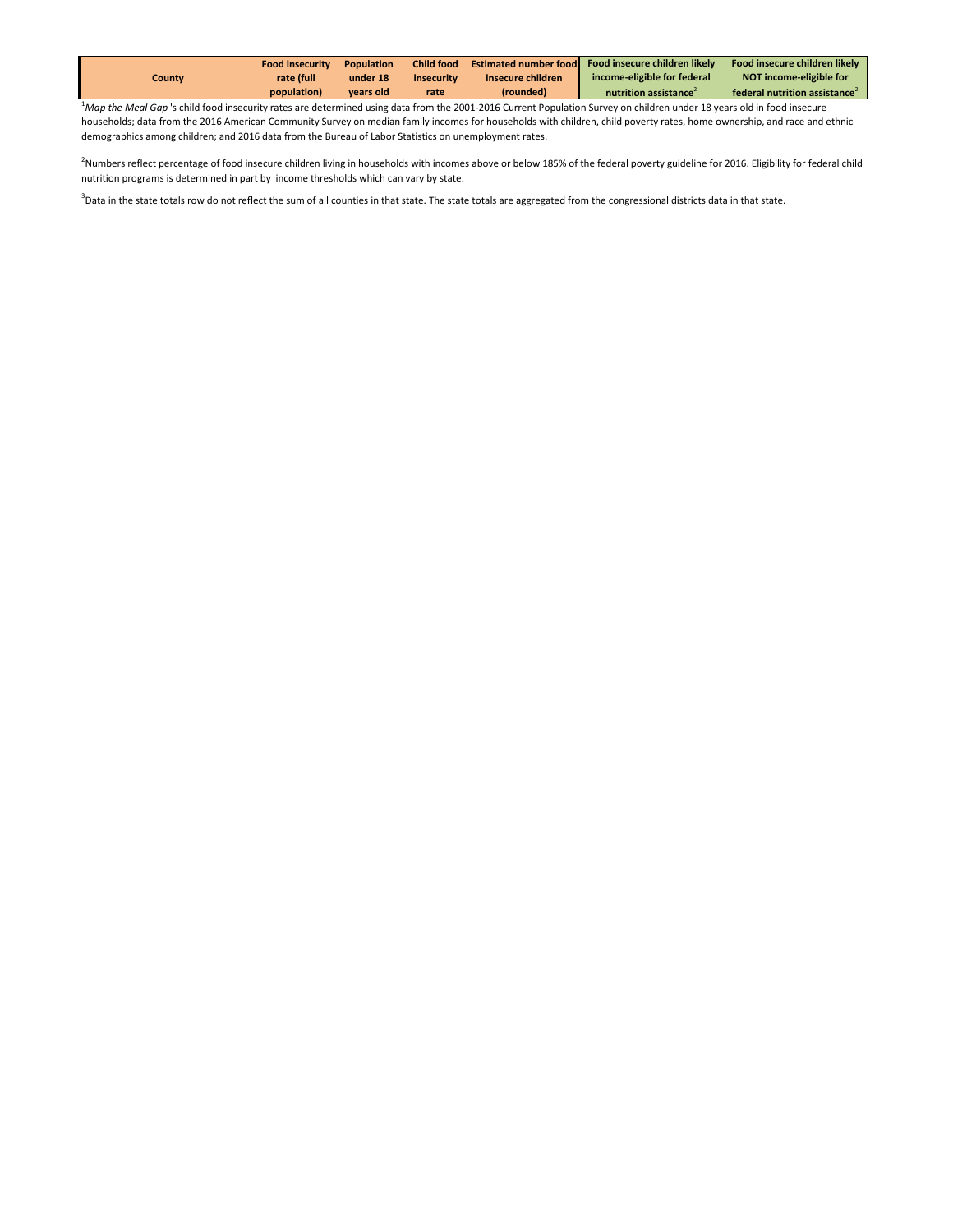| County | Food insecurity rate (full population) | Population under 18 years old | Child food insecurity rate | Estimated number food insecure children (rounded) | Food insecure children likely income-eligible for federal nutrition assistance[2] | Food insecure children likely NOT income-eligible for federal nutrition assistance[2] |
|---|---|---|---|---|---|---|

[1]*Map the Meal Gap* 's child food insecurity rates are determined using data from the 2001-2016 Current Population Survey on children under 18 years old in food insecure households; data from the 2016 American Community Survey on median family incomes for households with children, child poverty rates, home ownership, and race and ethnic demographics among children; and 2016 data from the Bureau of Labor Statistics on unemployment rates.

[2]Numbers reflect percentage of food insecure children living in households with incomes above or below 185% of the federal poverty guideline for 2016. Eligibility for federal child nutrition programs is determined in part by income thresholds which can vary by state.

[3]Data in the state totals row do not reflect the sum of all counties in that state. The state totals are aggregated from the congressional districts data in that state.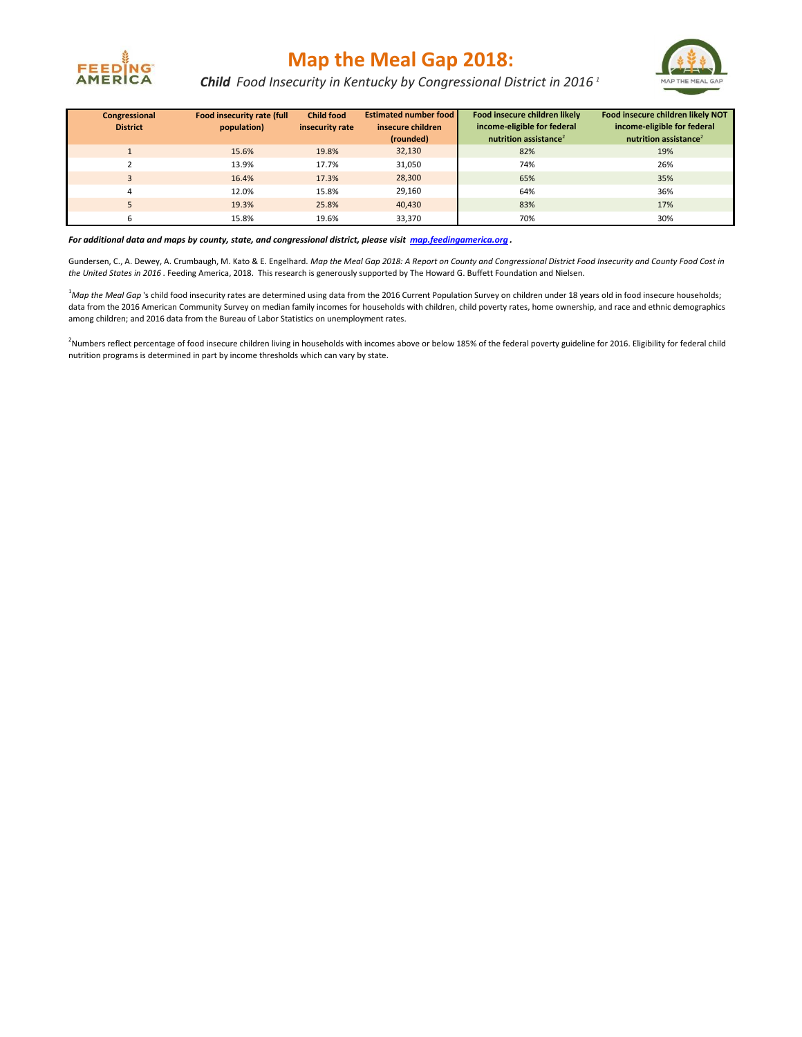# Map the Meal Gap 2018:

***Child** Food Insecurity in Kentucky by Congressional District in 2016* [1]

| Congressional District | Food insecurity rate (full population) | Child food insecurity rate | Estimated number food insecure children (rounded) | Food insecure children likely income-eligible for federal nutrition assistance[2] | Food insecure children likely NOT income-eligible for federal nutrition assistance[2] |
|---|---|---|---|---|---|
| 1 | 15.6% | 19.8% | 32,130 | 82% | 19% |
| 2 | 13.9% | 17.7% | 31,050 | 74% | 26% |
| 3 | 16.4% | 17.3% | 28,300 | 65% | 35% |
| 4 | 12.0% | 15.8% | 29,160 | 64% | 36% |
| 5 | 19.3% | 25.8% | 40,430 | 83% | 17% |
| 6 | 15.8% | 19.6% | 33,370 | 70% | 30% |

***For additional data and maps by county, state, and congressional district, please visit map.feedingamerica.org .***

Gundersen, C., A. Dewey, A. Crumbaugh, M. Kato & E. Engelhard. *Map the Meal Gap 2018: A Report on County and Congressional District Food Insecurity and County Food Cost in the United States in 2016* . Feeding America, 2018. This research is generously supported by The Howard G. Buffett Foundation and Nielsen.

[1]*Map the Meal Gap* 's child food insecurity rates are determined using data from the 2016 Current Population Survey on children under 18 years old in food insecure households; data from the 2016 American Community Survey on median family incomes for households with children, child poverty rates, home ownership, and race and ethnic demographics among children; and 2016 data from the Bureau of Labor Statistics on unemployment rates.

[2]Numbers reflect percentage of food insecure children living in households with incomes above or below 185% of the federal poverty guideline for 2016. Eligibility for federal child nutrition programs is determined in part by income thresholds which can vary by state.